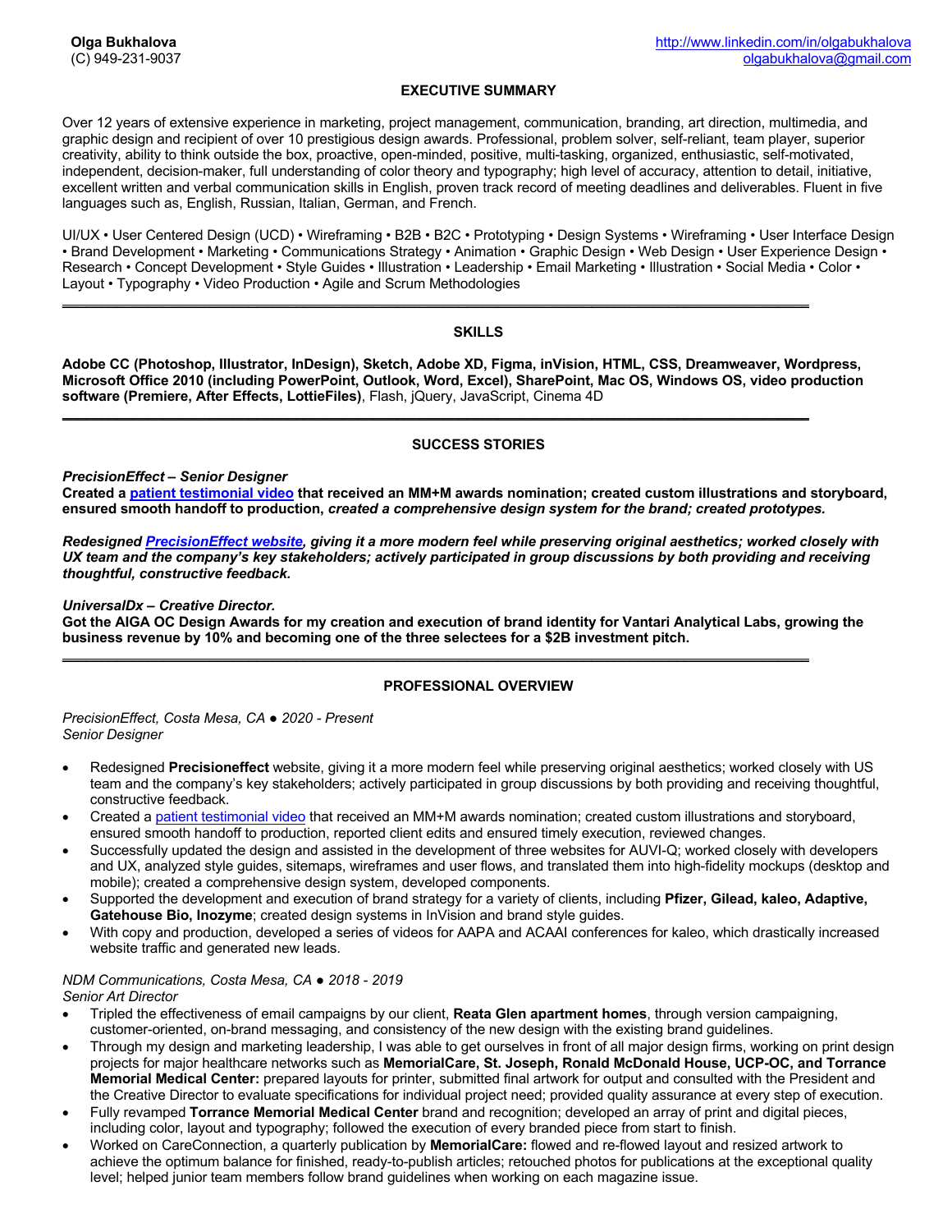**Olga Bukhalova**
(C) 949-231-9037

http://www.linkedin.com/in/olgabukhalova
olgabukhalova@gmail.com

## EXECUTIVE SUMMARY

Over 12 years of extensive experience in marketing, project management, communication, branding, art direction, multimedia, and graphic design and recipient of over 10 prestigious design awards. Professional, problem solver, self-reliant, team player, superior creativity, ability to think outside the box, proactive, open-minded, positive, multi-tasking, organized, enthusiastic, self-motivated, independent, decision-maker, full understanding of color theory and typography; high level of accuracy, attention to detail, initiative, excellent written and verbal communication skills in English, proven track record of meeting deadlines and deliverables. Fluent in five languages such as, English, Russian, Italian, German, and French.

UI/UX • User Centered Design (UCD) • Wireframing • B2B • B2C • Prototyping • Design Systems • Wireframing • User Interface Design • Brand Development • Marketing • Communications Strategy • Animation • Graphic Design • Web Design • User Experience Design • Research • Concept Development • Style Guides • Illustration • Leadership • Email Marketing • Illustration • Social Media • Color • Layout • Typography • Video Production • Agile and Scrum Methodologies

---

## SKILLS

**Adobe CC (Photoshop, Illustrator, InDesign), Sketch, Adobe XD, Figma, inVision, HTML, CSS, Dreamweaver, Wordpress, Microsoft Office 2010 (including PowerPoint, Outlook, Word, Excel), SharePoint, Mac OS, Windows OS, video production software (Premiere, After Effects, LottieFiles)**, Flash, jQuery, JavaScript, Cinema 4D

---

## SUCCESS STORIES

***PrecisionEffect – Senior Designer***
**Created a patient testimonial video that received an MM+M awards nomination; created custom illustrations and storyboard, ensured smooth handoff to production,** ***created a comprehensive design system for the brand; created prototypes.***

***Redesigned PrecisionEffect website, giving it a more modern feel while preserving original aesthetics; worked closely with UX team and the company's key stakeholders; actively participated in group discussions by both providing and receiving thoughtful, constructive feedback.***

***UniversalDx – Creative Director.***
**Got the AIGA OC Design Awards for my creation and execution of brand identity for Vantari Analytical Labs, growing the business revenue by 10% and becoming one of the three selectees for a $2B investment pitch.**

---

## PROFESSIONAL OVERVIEW

*PrecisionEffect, Costa Mesa, CA ● 2020 - Present*
*Senior Designer*

- Redesigned **Precisioneffect** website, giving it a more modern feel while preserving original aesthetics; worked closely with US team and the company's key stakeholders; actively participated in group discussions by both providing and receiving thoughtful, constructive feedback.
- Created a patient testimonial video that received an MM+M awards nomination; created custom illustrations and storyboard, ensured smooth handoff to production, reported client edits and ensured timely execution, reviewed changes.
- Successfully updated the design and assisted in the development of three websites for AUVI-Q; worked closely with developers and UX, analyzed style guides, sitemaps, wireframes and user flows, and translated them into high-fidelity mockups (desktop and mobile); created a comprehensive design system, developed components.
- Supported the development and execution of brand strategy for a variety of clients, including **Pfizer, Gilead, kaleo, Adaptive, Gatehouse Bio, Inozyme**; created design systems in InVision and brand style guides.
- With copy and production, developed a series of videos for AAPA and ACAAI conferences for kaleo, which drastically increased website traffic and generated new leads.

*NDM Communications, Costa Mesa, CA ● 2018 - 2019*
*Senior Art Director*

- Tripled the effectiveness of email campaigns by our client, **Reata Glen apartment homes**, through version campaigning, customer-oriented, on-brand messaging, and consistency of the new design with the existing brand guidelines.
- Through my design and marketing leadership, I was able to get ourselves in front of all major design firms, working on print design projects for major healthcare networks such as **MemorialCare, St. Joseph, Ronald McDonald House, UCP-OC, and Torrance Memorial Medical Center:** prepared layouts for printer, submitted final artwork for output and consulted with the President and the Creative Director to evaluate specifications for individual project need; provided quality assurance at every step of execution.
- Fully revamped **Torrance Memorial Medical Center** brand and recognition; developed an array of print and digital pieces, including color, layout and typography; followed the execution of every branded piece from start to finish.
- Worked on CareConnection, a quarterly publication by **MemorialCare:** flowed and re-flowed layout and resized artwork to achieve the optimum balance for finished, ready-to-publish articles; retouched photos for publications at the exceptional quality level; helped junior team members follow brand guidelines when working on each magazine issue.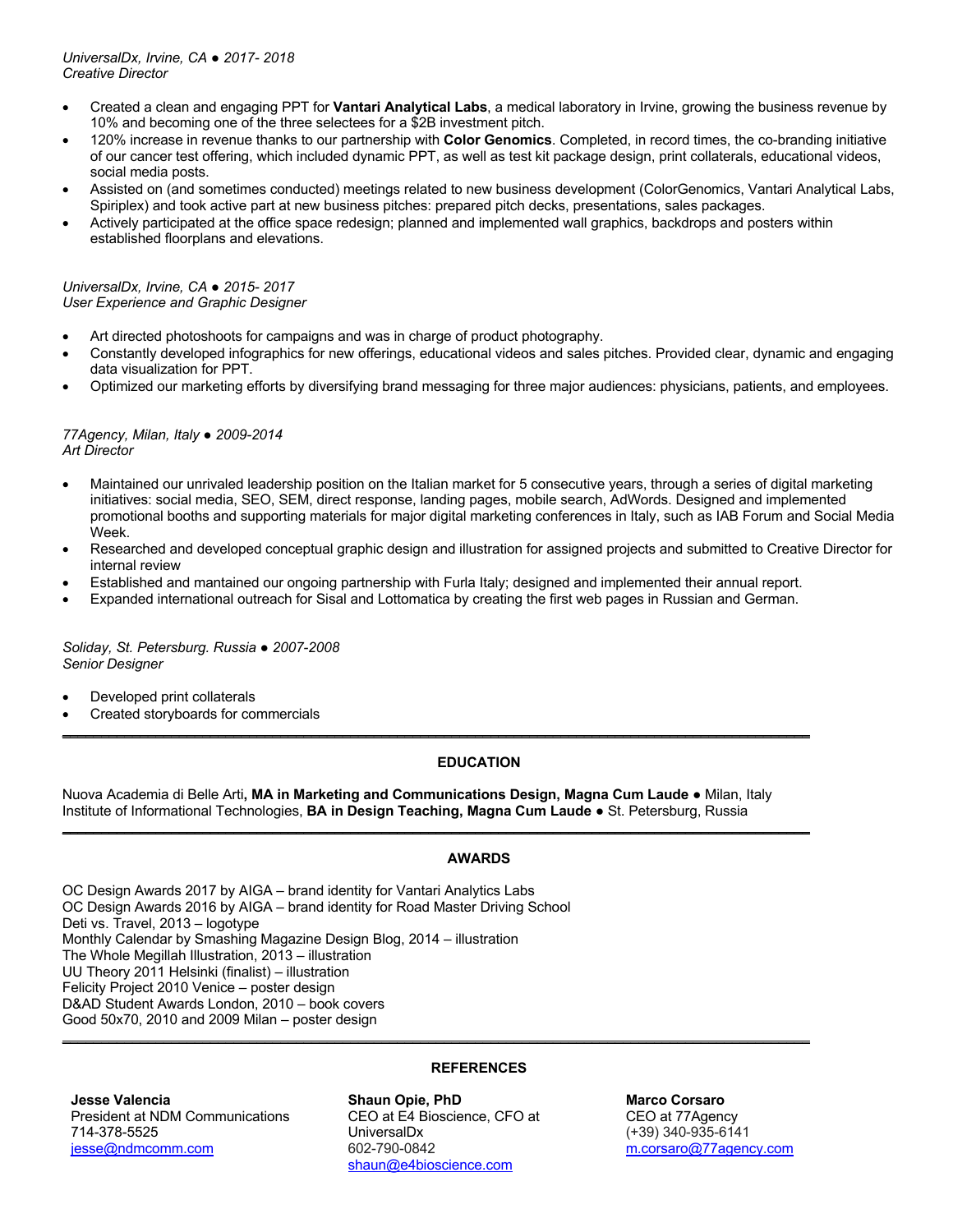*UniversalDx, Irvine, CA ● 2017- 2018*
*Creative Director*

- Created a clean and engaging PPT for **Vantari Analytical Labs**, a medical laboratory in Irvine, growing the business revenue by 10% and becoming one of the three selectees for a $2B investment pitch.
- 120% increase in revenue thanks to our partnership with **Color Genomics**. Completed, in record times, the co-branding initiative of our cancer test offering, which included dynamic PPT, as well as test kit package design, print collaterals, educational videos, social media posts.
- Assisted on (and sometimes conducted) meetings related to new business development (ColorGenomics, Vantari Analytical Labs, Spiriplex) and took active part at new business pitches: prepared pitch decks, presentations, sales packages.
- Actively participated at the office space redesign; planned and implemented wall graphics, backdrops and posters within established floorplans and elevations.

*UniversalDx, Irvine, CA ● 2015- 2017*
*User Experience and Graphic Designer*

- Art directed photoshoots for campaigns and was in charge of product photography.
- Constantly developed infographics for new offerings, educational videos and sales pitches. Provided clear, dynamic and engaging data visualization for PPT.
- Optimized our marketing efforts by diversifying brand messaging for three major audiences: physicians, patients, and employees.

*77Agency, Milan, Italy ● 2009-2014*
*Art Director*

- Maintained our unrivaled leadership position on the Italian market for 5 consecutive years, through a series of digital marketing initiatives: social media, SEO, SEM, direct response, landing pages, mobile search, AdWords. Designed and implemented promotional booths and supporting materials for major digital marketing conferences in Italy, such as IAB Forum and Social Media Week.
- Researched and developed conceptual graphic design and illustration for assigned projects and submitted to Creative Director for internal review
- Established and mantained our ongoing partnership with Furla Italy; designed and implemented their annual report.
- Expanded international outreach for Sisal and Lottomatica by creating the first web pages in Russian and German.

*Soliday, St. Petersburg. Russia ● 2007-2008*
*Senior Designer*

- Developed print collaterals
- Created storyboards for commercials

---

## EDUCATION

Nuova Academia di Belle Arti**, MA in Marketing and Communications Design, Magna Cum Laude ●** Milan, Italy
Institute of Informational Technologies, **BA in Design Teaching, Magna Cum Laude ●** St. Petersburg, Russia

---

## AWARDS

OC Design Awards 2017 by AIGA – brand identity for Vantari Analytics Labs
OC Design Awards 2016 by AIGA – brand identity for Road Master Driving School
Deti vs. Travel, 2013 – logotype
Monthly Calendar by Smashing Magazine Design Blog, 2014 – illustration
The Whole Megillah Illustration, 2013 – illustration
UU Theory 2011 Helsinki (finalist) – illustration
Felicity Project 2010 Venice – poster design
D&AD Student Awards London, 2010 – book covers
Good 50x70, 2010 and 2009 Milan – poster design

---

## REFERENCES

**Jesse Valencia**
President at NDM Communications
714-378-5525
jesse@ndmcomm.com

**Shaun Opie, PhD**
CEO at E4 Bioscience, CFO at UniversalDx
602-790-0842
shaun@e4bioscience.com

**Marco Corsaro**
CEO at 77Agency
(+39) 340-935-6141
m.corsaro@77agency.com